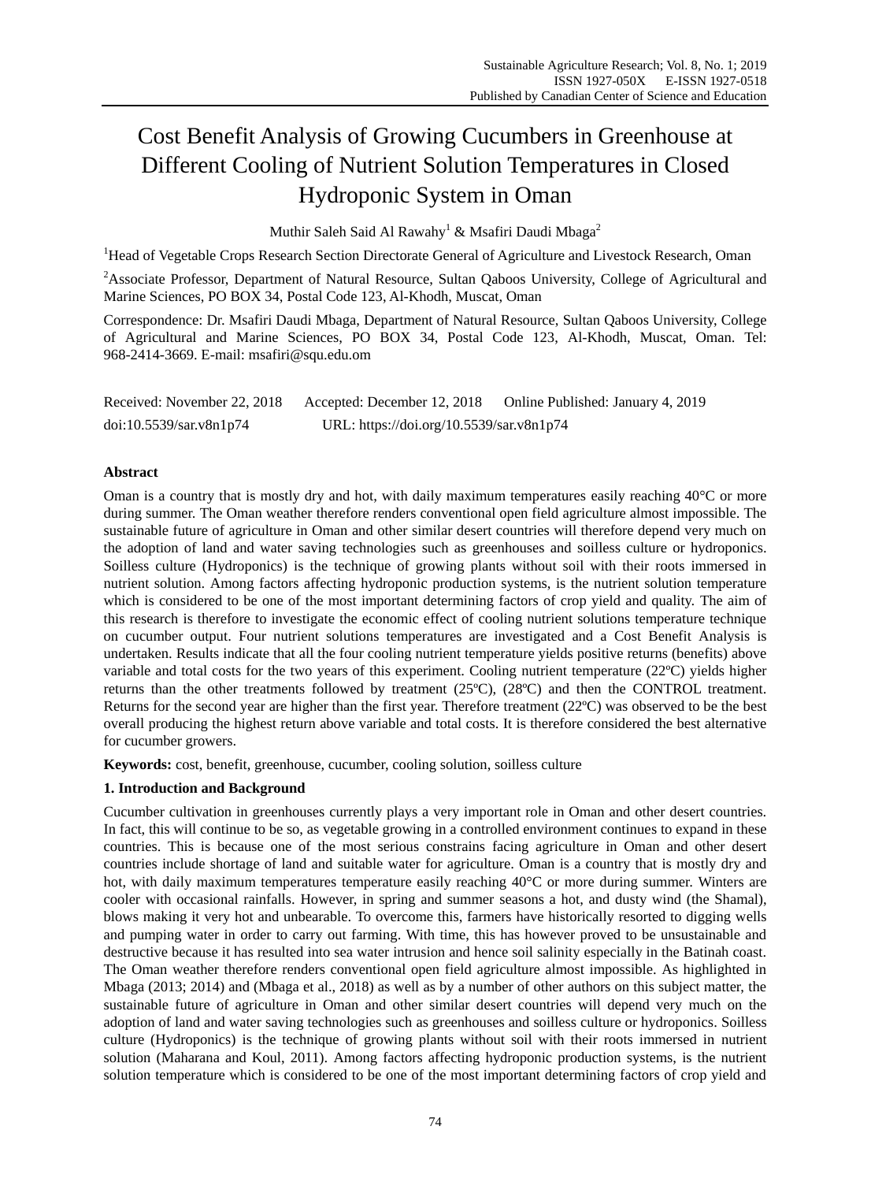# Cost Benefit Analysis of Growing Cucumbers in Greenhouse at Different Cooling of Nutrient Solution Temperatures in Closed Hydroponic System in Oman

Muthir Saleh Said Al Rawahy[1] & Msafiri Daudi Mbaga[2]

[1]Head of Vegetable Crops Research Section Directorate General of Agriculture and Livestock Research, Oman

[2]Associate Professor, Department of Natural Resource, Sultan Qaboos University, College of Agricultural and Marine Sciences, PO BOX 34, Postal Code 123, Al-Khodh, Muscat, Oman

Correspondence: Dr. Msafiri Daudi Mbaga, Department of Natural Resource, Sultan Qaboos University, College of Agricultural and Marine Sciences, PO BOX 34, Postal Code 123, Al-Khodh, Muscat, Oman. Tel: 968-2414-3669. E-mail: msafiri@squ.edu.om

Received: November 22, 2018 Accepted: December 12, 2018 Online Published: January 4, 2019

doi:10.5539/sar.v8n1p74 URL: https://doi.org/10.5539/sar.v8n1p74

## Abstract

Oman is a country that is mostly dry and hot, with daily maximum temperatures easily reaching 40°C or more during summer. The Oman weather therefore renders conventional open field agriculture almost impossible. The sustainable future of agriculture in Oman and other similar desert countries will therefore depend very much on the adoption of land and water saving technologies such as greenhouses and soilless culture or hydroponics. Soilless culture (Hydroponics) is the technique of growing plants without soil with their roots immersed in nutrient solution. Among factors affecting hydroponic production systems, is the nutrient solution temperature which is considered to be one of the most important determining factors of crop yield and quality. The aim of this research is therefore to investigate the economic effect of cooling nutrient solutions temperature technique on cucumber output. Four nutrient solutions temperatures are investigated and a Cost Benefit Analysis is undertaken. Results indicate that all the four cooling nutrient temperature yields positive returns (benefits) above variable and total costs for the two years of this experiment. Cooling nutrient temperature (22ºC) yields higher returns than the other treatments followed by treatment (25ºC), (28ºC) and then the CONTROL treatment. Returns for the second year are higher than the first year. Therefore treatment (22ºC) was observed to be the best overall producing the highest return above variable and total costs. It is therefore considered the best alternative for cucumber growers.

**Keywords:** cost, benefit, greenhouse, cucumber, cooling solution, soilless culture

## 1. Introduction and Background

Cucumber cultivation in greenhouses currently plays a very important role in Oman and other desert countries. In fact, this will continue to be so, as vegetable growing in a controlled environment continues to expand in these countries. This is because one of the most serious constrains facing agriculture in Oman and other desert countries include shortage of land and suitable water for agriculture. Oman is a country that is mostly dry and hot, with daily maximum temperatures temperature easily reaching 40°C or more during summer. Winters are cooler with occasional rainfalls. However, in spring and summer seasons a hot, and dusty wind (the Shamal), blows making it very hot and unbearable. To overcome this, farmers have historically resorted to digging wells and pumping water in order to carry out farming. With time, this has however proved to be unsustainable and destructive because it has resulted into sea water intrusion and hence soil salinity especially in the Batinah coast. The Oman weather therefore renders conventional open field agriculture almost impossible. As highlighted in Mbaga (2013; 2014) and (Mbaga et al., 2018) as well as by a number of other authors on this subject matter, the sustainable future of agriculture in Oman and other similar desert countries will depend very much on the adoption of land and water saving technologies such as greenhouses and soilless culture or hydroponics. Soilless culture (Hydroponics) is the technique of growing plants without soil with their roots immersed in nutrient solution (Maharana and Koul, 2011). Among factors affecting hydroponic production systems, is the nutrient solution temperature which is considered to be one of the most important determining factors of crop yield and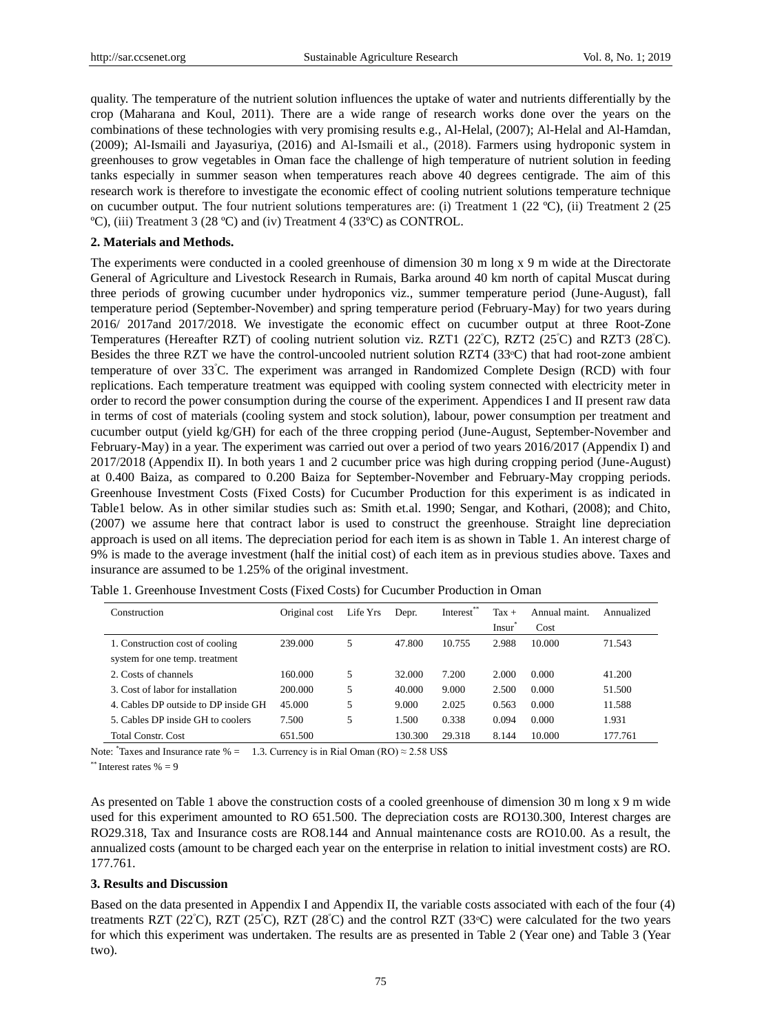quality. The temperature of the nutrient solution influences the uptake of water and nutrients differentially by the crop (Maharana and Koul, 2011). There are a wide range of research works done over the years on the combinations of these technologies with very promising results e.g., Al-Helal, (2007); Al-Helal and Al-Hamdan, (2009); Al-Ismaili and Jayasuriya, (2016) and Al-Ismaili et al., (2018). Farmers using hydroponic system in greenhouses to grow vegetables in Oman face the challenge of high temperature of nutrient solution in feeding tanks especially in summer season when temperatures reach above 40 degrees centigrade. The aim of this research work is therefore to investigate the economic effect of cooling nutrient solutions temperature technique on cucumber output. The four nutrient solutions temperatures are: (i) Treatment 1 (22 ºC), (ii) Treatment 2 (25 ºC), (iii) Treatment 3 (28 ºC) and (iv) Treatment 4 (33ºC) as CONTROL.

**2. Materials and Methods.**

The experiments were conducted in a cooled greenhouse of dimension 30 m long x 9 m wide at the Directorate General of Agriculture and Livestock Research in Rumais, Barka around 40 km north of capital Muscat during three periods of growing cucumber under hydroponics viz., summer temperature period (June-August), fall temperature period (September-November) and spring temperature period (February-May) for two years during 2016/ 2017and 2017/2018. We investigate the economic effect on cucumber output at three Root-Zone Temperatures (Hereafter RZT) of cooling nutrient solution viz. RZT1 (22°C), RZT2 (25°C) and RZT3 (28°C). Besides the three RZT we have the control-uncooled nutrient solution RZT4 (33ºC) that had root-zone ambient temperature of over 33°C. The experiment was arranged in Randomized Complete Design (RCD) with four replications. Each temperature treatment was equipped with cooling system connected with electricity meter in order to record the power consumption during the course of the experiment. Appendices I and II present raw data in terms of cost of materials (cooling system and stock solution), labour, power consumption per treatment and cucumber output (yield kg/GH) for each of the three cropping period (June-August, September-November and February-May) in a year. The experiment was carried out over a period of two years 2016/2017 (Appendix I) and 2017/2018 (Appendix II). In both years 1 and 2 cucumber price was high during cropping period (June-August) at 0.400 Baiza, as compared to 0.200 Baiza for September-November and February-May cropping periods. Greenhouse Investment Costs (Fixed Costs) for Cucumber Production for this experiment is as indicated in Table1 below. As in other similar studies such as: Smith et.al. 1990; Sengar, and Kothari, (2008); and Chito, (2007) we assume here that contract labor is used to construct the greenhouse. Straight line depreciation approach is used on all items. The depreciation period for each item is as shown in Table 1. An interest charge of 9% is made to the average investment (half the initial cost) of each item as in previous studies above. Taxes and insurance are assumed to be 1.25% of the original investment.

Table 1. Greenhouse Investment Costs (Fixed Costs) for Cucumber Production in Oman

| Construction | Original cost | Life Yrs | Depr. | Interest** | Tax + Insur* | Annual maint. Cost | Annualized |
|---|---|---|---|---|---|---|---|
| 1. Construction cost of cooling system for one temp. treatment | 239.000 | 5 | 47.800 | 10.755 | 2.988 | 10.000 | 71.543 |
| 2. Costs of channels | 160.000 | 5 | 32.000 | 7.200 | 2.000 | 0.000 | 41.200 |
| 3. Cost of labor for installation | 200.000 | 5 | 40.000 | 9.000 | 2.500 | 0.000 | 51.500 |
| 4. Cables DP outside to DP inside GH | 45.000 | 5 | 9.000 | 2.025 | 0.563 | 0.000 | 11.588 |
| 5. Cables DP inside GH to coolers | 7.500 | 5 | 1.500 | 0.338 | 0.094 | 0.000 | 1.931 |
| Total Constr. Cost | 651.500 | | 130.300 | 29.318 | 8.144 | 10.000 | 177.761 |

Note: *Taxes and Insurance rate % = 1.3. Currency is in Rial Oman (RO) ≈ 2.58 US$

** Interest rates % = 9

As presented on Table 1 above the construction costs of a cooled greenhouse of dimension 30 m long x 9 m wide used for this experiment amounted to RO 651.500. The depreciation costs are RO130.300, Interest charges are RO29.318, Tax and Insurance costs are RO8.144 and Annual maintenance costs are RO10.00. As a result, the annualized costs (amount to be charged each year on the enterprise in relation to initial investment costs) are RO. 177.761.

**3. Results and Discussion**

Based on the data presented in Appendix I and Appendix II, the variable costs associated with each of the four (4) treatments RZT (22°C), RZT (25°C), RZT (28°C) and the control RZT (33ºC) were calculated for the two years for which this experiment was undertaken. The results are as presented in Table 2 (Year one) and Table 3 (Year two).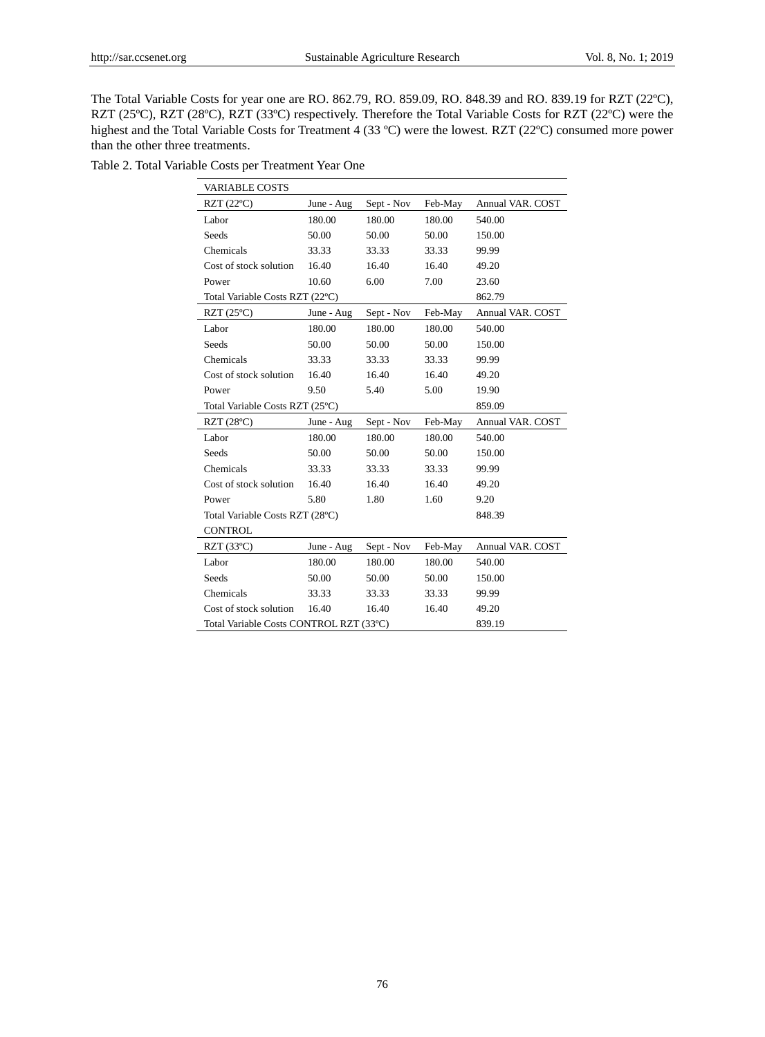The Total Variable Costs for year one are RO. 862.79, RO. 859.09, RO. 848.39 and RO. 839.19 for RZT (22ºC), RZT (25ºC), RZT (28ºC), RZT (33ºC) respectively. Therefore the Total Variable Costs for RZT (22ºC) were the highest and the Total Variable Costs for Treatment 4 (33 ºC) were the lowest. RZT (22ºC) consumed more power than the other three treatments.

Table 2. Total Variable Costs per Treatment Year One

| VARIABLE COSTS | | | | |
|---|---|---|---|---|
| RZT (22ºC) | June - Aug | Sept - Nov | Feb-May | Annual VAR. COST |
| Labor | 180.00 | 180.00 | 180.00 | 540.00 |
| Seeds | 50.00 | 50.00 | 50.00 | 150.00 |
| Chemicals | 33.33 | 33.33 | 33.33 | 99.99 |
| Cost of stock solution | 16.40 | 16.40 | 16.40 | 49.20 |
| Power | 10.60 | 6.00 | 7.00 | 23.60 |
| Total Variable Costs RZT (22ºC) | | | | 862.79 |
| RZT (25ºC) | June - Aug | Sept - Nov | Feb-May | Annual VAR. COST |
| Labor | 180.00 | 180.00 | 180.00 | 540.00 |
| Seeds | 50.00 | 50.00 | 50.00 | 150.00 |
| Chemicals | 33.33 | 33.33 | 33.33 | 99.99 |
| Cost of stock solution | 16.40 | 16.40 | 16.40 | 49.20 |
| Power | 9.50 | 5.40 | 5.00 | 19.90 |
| Total Variable Costs RZT (25ºC) | | | | 859.09 |
| RZT (28ºC) | June - Aug | Sept - Nov | Feb-May | Annual VAR. COST |
| Labor | 180.00 | 180.00 | 180.00 | 540.00 |
| Seeds | 50.00 | 50.00 | 50.00 | 150.00 |
| Chemicals | 33.33 | 33.33 | 33.33 | 99.99 |
| Cost of stock solution | 16.40 | 16.40 | 16.40 | 49.20 |
| Power | 5.80 | 1.80 | 1.60 | 9.20 |
| Total Variable Costs RZT (28ºC) | | | | 848.39 |
| CONTROL | | | | |
| RZT (33ºC) | June - Aug | Sept - Nov | Feb-May | Annual VAR. COST |
| Labor | 180.00 | 180.00 | 180.00 | 540.00 |
| Seeds | 50.00 | 50.00 | 50.00 | 150.00 |
| Chemicals | 33.33 | 33.33 | 33.33 | 99.99 |
| Cost of stock solution | 16.40 | 16.40 | 16.40 | 49.20 |
| Total Variable Costs CONTROL RZT (33ºC) | | | | 839.19 |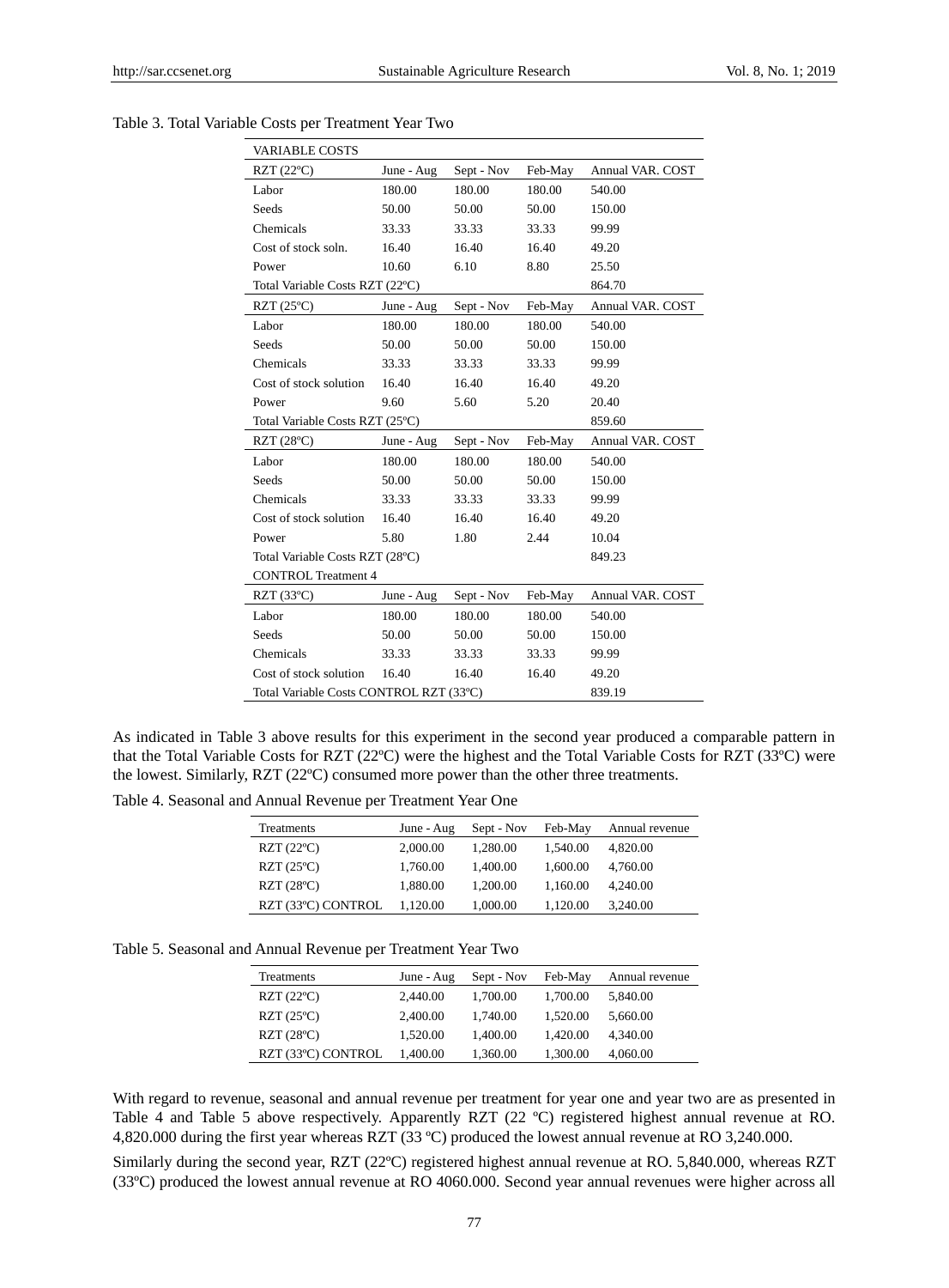Table 3. Total Variable Costs per Treatment Year Two

| VARIABLE COSTS | | | | |
|---|---|---|---|---|
| RZT (22ºC) | June - Aug | Sept - Nov | Feb-May | Annual VAR. COST |
| Labor | 180.00 | 180.00 | 180.00 | 540.00 |
| Seeds | 50.00 | 50.00 | 50.00 | 150.00 |
| Chemicals | 33.33 | 33.33 | 33.33 | 99.99 |
| Cost of stock soln. | 16.40 | 16.40 | 16.40 | 49.20 |
| Power | 10.60 | 6.10 | 8.80 | 25.50 |
| Total Variable Costs RZT (22ºC) | | | | 864.70 |
| RZT (25ºC) | June - Aug | Sept - Nov | Feb-May | Annual VAR. COST |
| Labor | 180.00 | 180.00 | 180.00 | 540.00 |
| Seeds | 50.00 | 50.00 | 50.00 | 150.00 |
| Chemicals | 33.33 | 33.33 | 33.33 | 99.99 |
| Cost of stock solution | 16.40 | 16.40 | 16.40 | 49.20 |
| Power | 9.60 | 5.60 | 5.20 | 20.40 |
| Total Variable Costs RZT (25ºC) | | | | 859.60 |
| RZT (28ºC) | June - Aug | Sept - Nov | Feb-May | Annual VAR. COST |
| Labor | 180.00 | 180.00 | 180.00 | 540.00 |
| Seeds | 50.00 | 50.00 | 50.00 | 150.00 |
| Chemicals | 33.33 | 33.33 | 33.33 | 99.99 |
| Cost of stock solution | 16.40 | 16.40 | 16.40 | 49.20 |
| Power | 5.80 | 1.80 | 2.44 | 10.04 |
| Total Variable Costs RZT (28ºC) | | | | 849.23 |
| CONTROL Treatment 4 | | | | |
| RZT (33ºC) | June - Aug | Sept - Nov | Feb-May | Annual VAR. COST |
| Labor | 180.00 | 180.00 | 180.00 | 540.00 |
| Seeds | 50.00 | 50.00 | 50.00 | 150.00 |
| Chemicals | 33.33 | 33.33 | 33.33 | 99.99 |
| Cost of stock solution | 16.40 | 16.40 | 16.40 | 49.20 |
| Total Variable Costs CONTROL RZT (33ºC) | | | | 839.19 |

As indicated in Table 3 above results for this experiment in the second year produced a comparable pattern in that the Total Variable Costs for RZT (22ºC) were the highest and the Total Variable Costs for RZT (33ºC) were the lowest. Similarly, RZT (22ºC) consumed more power than the other three treatments.

Table 4. Seasonal and Annual Revenue per Treatment Year One

| Treatments | June - Aug | Sept - Nov | Feb-May | Annual revenue |
|---|---|---|---|---|
| RZT (22ºC) | 2,000.00 | 1,280.00 | 1,540.00 | 4,820.00 |
| RZT (25ºC) | 1,760.00 | 1,400.00 | 1,600.00 | 4,760.00 |
| RZT (28ºC) | 1,880.00 | 1,200.00 | 1,160.00 | 4,240.00 |
| RZT (33ºC) CONTROL | 1,120.00 | 1,000.00 | 1,120.00 | 3,240.00 |

Table 5. Seasonal and Annual Revenue per Treatment Year Two

| Treatments | June - Aug | Sept - Nov | Feb-May | Annual revenue |
|---|---|---|---|---|
| RZT (22ºC) | 2,440.00 | 1,700.00 | 1,700.00 | 5,840.00 |
| RZT (25ºC) | 2,400.00 | 1,740.00 | 1,520.00 | 5,660.00 |
| RZT (28ºC) | 1,520.00 | 1,400.00 | 1,420.00 | 4,340.00 |
| RZT (33ºC) CONTROL | 1,400.00 | 1,360.00 | 1,300.00 | 4,060.00 |

With regard to revenue, seasonal and annual revenue per treatment for year one and year two are as presented in Table 4 and Table 5 above respectively. Apparently RZT (22 ºC) registered highest annual revenue at RO. 4,820.000 during the first year whereas RZT (33 ºC) produced the lowest annual revenue at RO 3,240.000.

Similarly during the second year, RZT (22ºC) registered highest annual revenue at RO. 5,840.000, whereas RZT (33ºC) produced the lowest annual revenue at RO 4060.000. Second year annual revenues were higher across all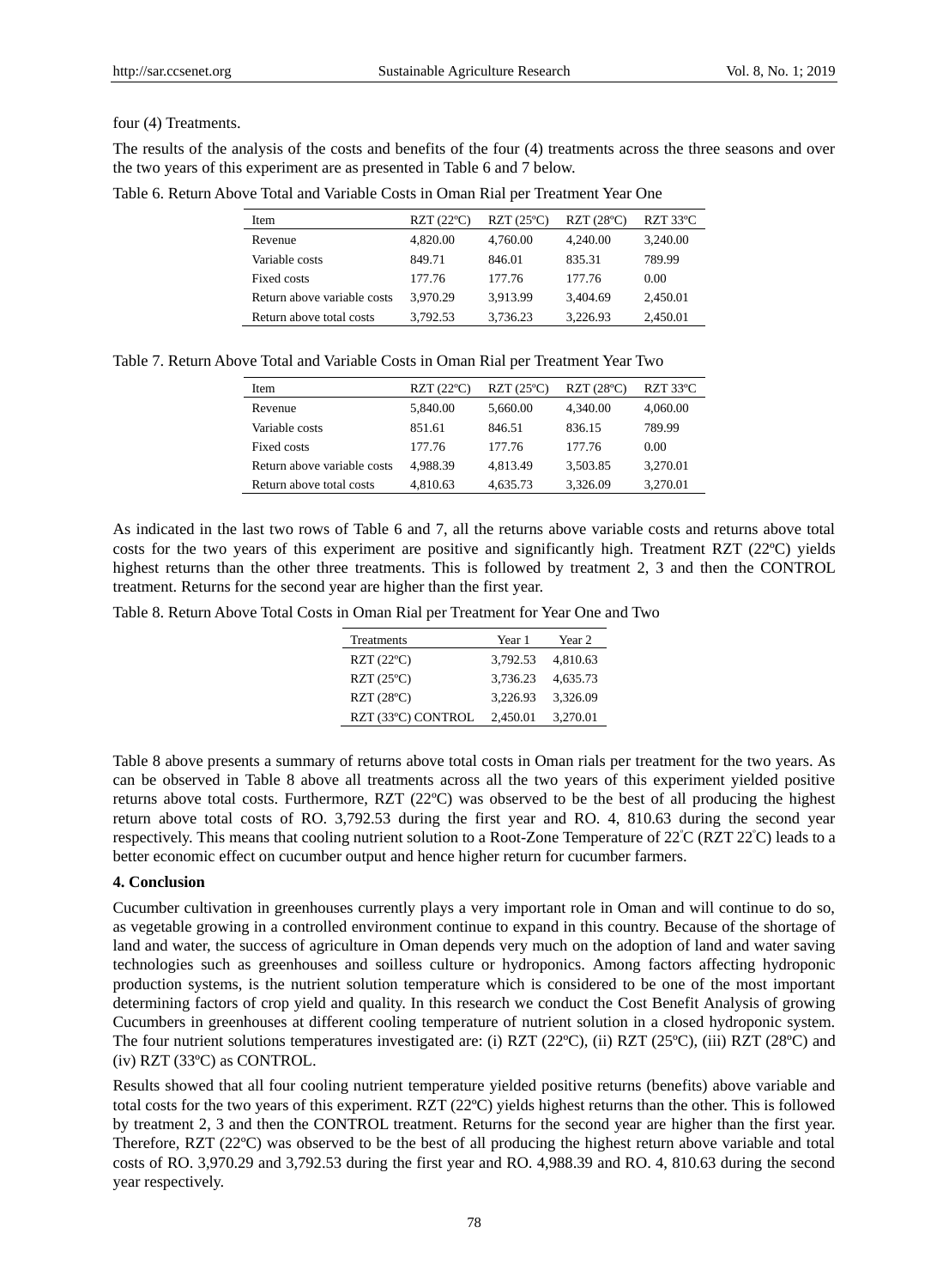four (4) Treatments.

The results of the analysis of the costs and benefits of the four (4) treatments across the three seasons and over the two years of this experiment are as presented in Table 6 and 7 below.

Table 6. Return Above Total and Variable Costs in Oman Rial per Treatment Year One

| Item | RZT (22ºC) | RZT (25ºC) | RZT (28ºC) | RZT 33ºC |
|---|---|---|---|---|
| Revenue | 4,820.00 | 4,760.00 | 4,240.00 | 3,240.00 |
| Variable costs | 849.71 | 846.01 | 835.31 | 789.99 |
| Fixed costs | 177.76 | 177.76 | 177.76 | 0.00 |
| Return above variable costs | 3,970.29 | 3,913.99 | 3,404.69 | 2,450.01 |
| Return above total costs | 3,792.53 | 3,736.23 | 3,226.93 | 2,450.01 |

Table 7. Return Above Total and Variable Costs in Oman Rial per Treatment Year Two

| Item | RZT (22ºC) | RZT (25ºC) | RZT (28ºC) | RZT 33ºC |
|---|---|---|---|---|
| Revenue | 5,840.00 | 5,660.00 | 4,340.00 | 4,060.00 |
| Variable costs | 851.61 | 846.51 | 836.15 | 789.99 |
| Fixed costs | 177.76 | 177.76 | 177.76 | 0.00 |
| Return above variable costs | 4,988.39 | 4,813.49 | 3,503.85 | 3,270.01 |
| Return above total costs | 4,810.63 | 4,635.73 | 3,326.09 | 3,270.01 |

As indicated in the last two rows of Table 6 and 7, all the returns above variable costs and returns above total costs for the two years of this experiment are positive and significantly high. Treatment RZT (22ºC) yields highest returns than the other three treatments. This is followed by treatment 2, 3 and then the CONTROL treatment. Returns for the second year are higher than the first year.

Table 8. Return Above Total Costs in Oman Rial per Treatment for Year One and Two

| Treatments | Year 1 | Year 2 |
|---|---|---|
| RZT (22ºC) | 3,792.53 | 4,810.63 |
| RZT (25ºC) | 3,736.23 | 4,635.73 |
| RZT (28ºC) | 3,226.93 | 3,326.09 |
| RZT (33ºC) CONTROL | 2,450.01 | 3,270.01 |

Table 8 above presents a summary of returns above total costs in Oman rials per treatment for the two years. As can be observed in Table 8 above all treatments across all the two years of this experiment yielded positive returns above total costs. Furthermore, RZT (22ºC) was observed to be the best of all producing the highest return above total costs of RO. 3,792.53 during the first year and RO. 4, 810.63 during the second year respectively. This means that cooling nutrient solution to a Root-Zone Temperature of 22°C (RZT 22°C) leads to a better economic effect on cucumber output and hence higher return for cucumber farmers.

## 4. Conclusion

Cucumber cultivation in greenhouses currently plays a very important role in Oman and will continue to do so, as vegetable growing in a controlled environment continue to expand in this country. Because of the shortage of land and water, the success of agriculture in Oman depends very much on the adoption of land and water saving technologies such as greenhouses and soilless culture or hydroponics. Among factors affecting hydroponic production systems, is the nutrient solution temperature which is considered to be one of the most important determining factors of crop yield and quality. In this research we conduct the Cost Benefit Analysis of growing Cucumbers in greenhouses at different cooling temperature of nutrient solution in a closed hydroponic system. The four nutrient solutions temperatures investigated are: (i) RZT (22ºC), (ii) RZT (25ºC), (iii) RZT (28ºC) and (iv) RZT (33ºC) as CONTROL.

Results showed that all four cooling nutrient temperature yielded positive returns (benefits) above variable and total costs for the two years of this experiment. RZT (22ºC) yields highest returns than the other. This is followed by treatment 2, 3 and then the CONTROL treatment. Returns for the second year are higher than the first year. Therefore, RZT (22ºC) was observed to be the best of all producing the highest return above variable and total costs of RO. 3,970.29 and 3,792.53 during the first year and RO. 4,988.39 and RO. 4, 810.63 during the second year respectively.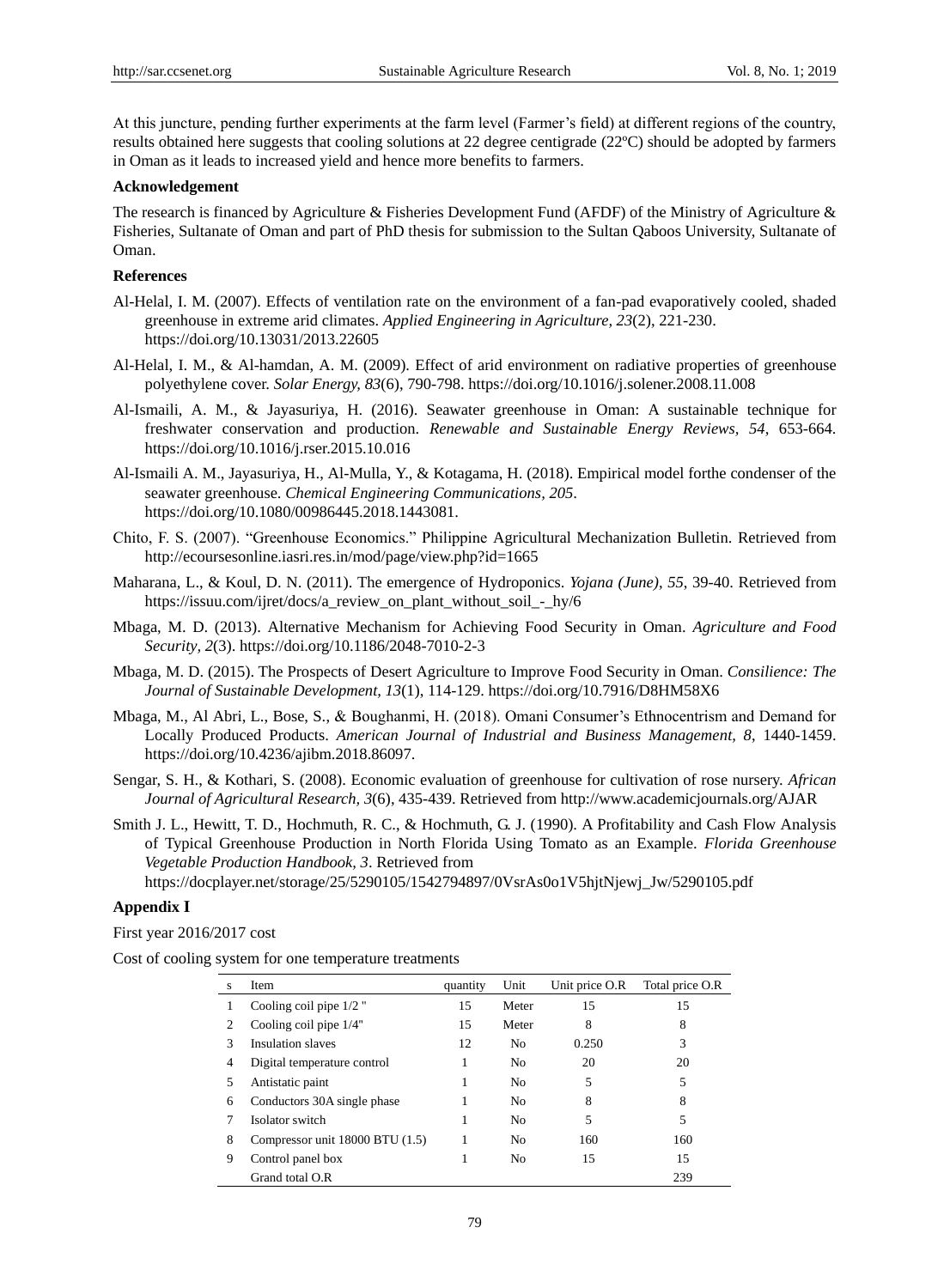At this juncture, pending further experiments at the farm level (Farmer's field) at different regions of the country, results obtained here suggests that cooling solutions at 22 degree centigrade (22ºC) should be adopted by farmers in Oman as it leads to increased yield and hence more benefits to farmers.

**Acknowledgement**

The research is financed by Agriculture & Fisheries Development Fund (AFDF) of the Ministry of Agriculture & Fisheries, Sultanate of Oman and part of PhD thesis for submission to the Sultan Qaboos University, Sultanate of Oman.

**References**

Al-Helal, I. M. (2007). Effects of ventilation rate on the environment of a fan-pad evaporatively cooled, shaded greenhouse in extreme arid climates. *Applied Engineering in Agriculture, 23*(2), 221-230. https://doi.org/10.13031/2013.22605

Al-Helal, I. M., & Al-hamdan, A. M. (2009). Effect of arid environment on radiative properties of greenhouse polyethylene cover. *Solar Energy, 83*(6), 790-798. https://doi.org/10.1016/j.solener.2008.11.008

Al-Ismaili, A. M., & Jayasuriya, H. (2016). Seawater greenhouse in Oman: A sustainable technique for freshwater conservation and production. *Renewable and Sustainable Energy Reviews, 54*, 653-664. https://doi.org/10.1016/j.rser.2015.10.016

Al-Ismaili A. M., Jayasuriya, H., Al-Mulla, Y., & Kotagama, H. (2018). Empirical model forthe condenser of the seawater greenhouse. *Chemical Engineering Communications, 205*. https://doi.org/10.1080/00986445.2018.1443081.

Chito, F. S. (2007). "Greenhouse Economics." Philippine Agricultural Mechanization Bulletin. Retrieved from http://ecoursesonline.iasri.res.in/mod/page/view.php?id=1665

Maharana, L., & Koul, D. N. (2011). The emergence of Hydroponics. *Yojana (June), 55*, 39-40. Retrieved from https://issuu.com/ijret/docs/a_review_on_plant_without_soil_-_hy/6

Mbaga, M. D. (2013). Alternative Mechanism for Achieving Food Security in Oman. *Agriculture and Food Security, 2*(3). https://doi.org/10.1186/2048-7010-2-3

Mbaga, M. D. (2015). The Prospects of Desert Agriculture to Improve Food Security in Oman. *Consilience: The Journal of Sustainable Development, 13*(1), 114-129. https://doi.org/10.7916/D8HM58X6

Mbaga, M., Al Abri, L., Bose, S., & Boughanmi, H. (2018). Omani Consumer's Ethnocentrism and Demand for Locally Produced Products. *American Journal of Industrial and Business Management, 8*, 1440-1459. https://doi.org/10.4236/ajibm.2018.86097.

Sengar, S. H., & Kothari, S. (2008). Economic evaluation of greenhouse for cultivation of rose nursery. *African Journal of Agricultural Research, 3*(6), 435-439. Retrieved from http://www.academicjournals.org/AJAR

Smith J. L., Hewitt, T. D., Hochmuth, R. C., & Hochmuth, G. J. (1990). A Profitability and Cash Flow Analysis of Typical Greenhouse Production in North Florida Using Tomato as an Example. *Florida Greenhouse Vegetable Production Handbook, 3*. Retrieved from https://docplayer.net/storage/25/5290105/1542794897/0VsrAs0o1V5hjtNjewj_Jw/5290105.pdf

**Appendix I**

First year 2016/2017 cost

Cost of cooling system for one temperature treatments

| s | Item | quantity | Unit | Unit price O.R | Total price O.R |
|---|---|---|---|---|---|
| 1 | Cooling coil pipe 1/2 " | 15 | Meter | 15 | 15 |
| 2 | Cooling coil pipe 1/4" | 15 | Meter | 8 | 8 |
| 3 | Insulation slaves | 12 | No | 0.250 | 3 |
| 4 | Digital temperature control | 1 | No | 20 | 20 |
| 5 | Antistatic paint | 1 | No | 5 | 5 |
| 6 | Conductors 30A single phase | 1 | No | 8 | 8 |
| 7 | Isolator switch | 1 | No | 5 | 5 |
| 8 | Compressor unit 18000 BTU (1.5) | 1 | No | 160 | 160 |
| 9 | Control panel box | 1 | No | 15 | 15 |
| | Grand total O.R | | | | 239 |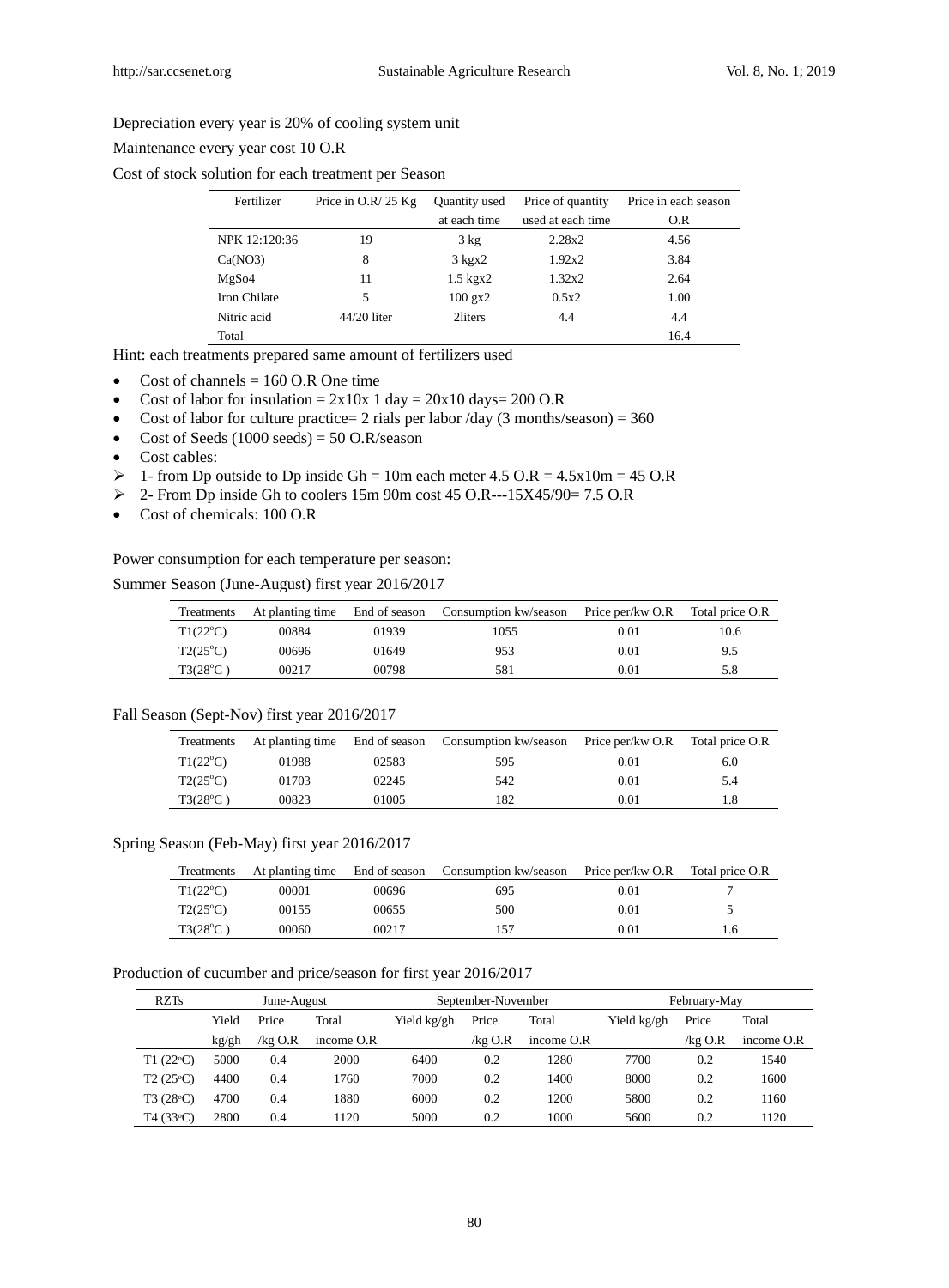Depreciation every year is 20% of cooling system unit

Maintenance every year cost 10 O.R

Cost of stock solution for each treatment per Season

| Fertilizer | Price in O.R/ 25 Kg | Quantity used at each time | Price of quantity used at each time | Price in each season O.R |
|---|---|---|---|---|
| NPK 12:120:36 | 19 | 3 kg | 2.28x2 | 4.56 |
| Ca(NO3) | 8 | 3 kgx2 | 1.92x2 | 3.84 |
| MgSo4 | 11 | 1.5 kgx2 | 1.32x2 | 2.64 |
| Iron Chilate | 5 | 100 gx2 | 0.5x2 | 1.00 |
| Nitric acid | 44/20 liter | 2liters | 4.4 | 4.4 |
| Total | | | | 16.4 |

Hint: each treatments prepared same amount of fertilizers used

- Cost of channels = 160 O.R One time
- Cost of labor for insulation = 2x10x 1 day = 20x10 days= 200 O.R
- Cost of labor for culture practice= 2 rials per labor /day (3 months/season) = 360
- Cost of Seeds (1000 seeds) = 50 O.R/season
- Cost cables:
  - 1- from Dp outside to Dp inside Gh = 10m each meter 4.5 O.R = 4.5x10m = 45 O.R
  - 2- From Dp inside Gh to coolers 15m 90m cost 45 O.R---15X45/90= 7.5 O.R
- Cost of chemicals: 100 O.R

Power consumption for each temperature per season:

Summer Season (June-August) first year 2016/2017

| Treatments | At planting time | End of season | Consumption kw/season | Price per/kw O.R | Total price O.R |
|---|---|---|---|---|---|
| T1(22°C) | 00884 | 01939 | 1055 | 0.01 | 10.6 |
| T2(25°C) | 00696 | 01649 | 953 | 0.01 | 9.5 |
| T3(28°C ) | 00217 | 00798 | 581 | 0.01 | 5.8 |

Fall Season (Sept-Nov) first year 2016/2017

| Treatments | At planting time | End of season | Consumption kw/season | Price per/kw O.R | Total price O.R |
|---|---|---|---|---|---|
| T1(22°C) | 01988 | 02583 | 595 | 0.01 | 6.0 |
| T2(25°C) | 01703 | 02245 | 542 | 0.01 | 5.4 |
| T3(28°C ) | 00823 | 01005 | 182 | 0.01 | 1.8 |

Spring Season (Feb-May) first year 2016/2017

| Treatments | At planting time | End of season | Consumption kw/season | Price per/kw O.R | Total price O.R |
|---|---|---|---|---|---|
| T1(22°C) | 00001 | 00696 | 695 | 0.01 | 7 |
| T2(25°C) | 00155 | 00655 | 500 | 0.01 | 5 |
| T3(28°C ) | 00060 | 00217 | 157 | 0.01 | 1.6 |

Production of cucumber and price/season for first year 2016/2017

| RZTs | June-August | | | September-November | | | February-May | | |
|---|---|---|---|---|---|---|---|---|---|
| | Yield kg/gh | Price /kg O.R | Total income O.R | Yield kg/gh | Price /kg O.R | Total income O.R | Yield kg/gh | Price /kg O.R | Total income O.R |
| T1 (22°C) | 5000 | 0.4 | 2000 | 6400 | 0.2 | 1280 | 7700 | 0.2 | 1540 |
| T2 (25°C) | 4400 | 0.4 | 1760 | 7000 | 0.2 | 1400 | 8000 | 0.2 | 1600 |
| T3 (28°C) | 4700 | 0.4 | 1880 | 6000 | 0.2 | 1200 | 5800 | 0.2 | 1160 |
| T4 (33°C) | 2800 | 0.4 | 1120 | 5000 | 0.2 | 1000 | 5600 | 0.2 | 1120 |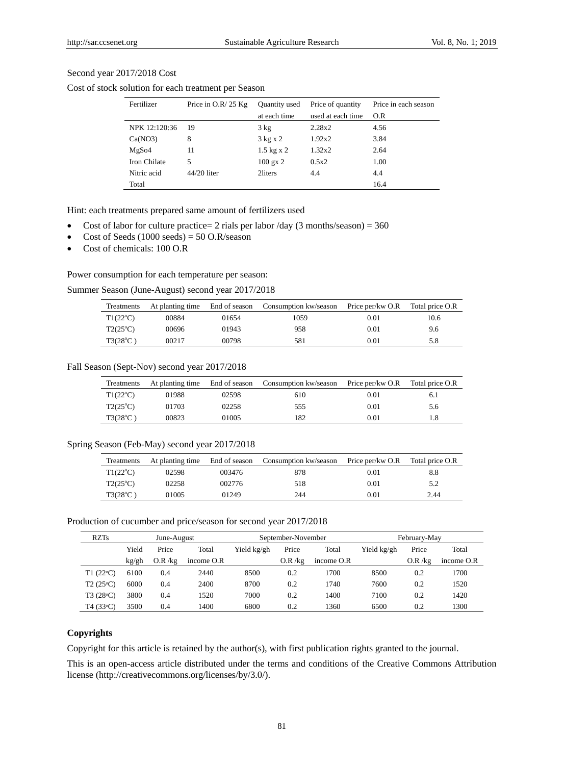Second year 2017/2018 Cost

Cost of stock solution for each treatment per Season

| Fertilizer | Price in O.R/ 25 Kg | Quantity used at each time | Price of quantity used at each time | Price in each season O.R |
|---|---|---|---|---|
| NPK 12:120:36 | 19 | 3 kg | 2.28x2 | 4.56 |
| Ca(NO3) | 8 | 3 kg x 2 | 1.92x2 | 3.84 |
| MgSo4 | 11 | 1.5 kg x 2 | 1.32x2 | 2.64 |
| Iron Chilate | 5 | 100 gx 2 | 0.5x2 | 1.00 |
| Nitric acid | 44/20 liter | 2liters | 4.4 | 4.4 |
| Total | | | | 16.4 |

Hint: each treatments prepared same amount of fertilizers used

- Cost of labor for culture practice= 2 rials per labor /day (3 months/season) = 360
- Cost of Seeds (1000 seeds) = 50 O.R/season
- Cost of chemicals: 100 O.R

Power consumption for each temperature per season:

Summer Season (June-August) second year 2017/2018

| Treatments | At planting time | End of season | Consumption kw/season | Price per/kw O.R | Total price O.R |
|---|---|---|---|---|---|
| T1(22°C) | 00884 | 01654 | 1059 | 0.01 | 10.6 |
| T2(25°C) | 00696 | 01943 | 958 | 0.01 | 9.6 |
| T3(28°C ) | 00217 | 00798 | 581 | 0.01 | 5.8 |

Fall Season (Sept-Nov) second year 2017/2018

| Treatments | At planting time | End of season | Consumption kw/season | Price per/kw O.R | Total price O.R |
|---|---|---|---|---|---|
| T1(22°C) | 01988 | 02598 | 610 | 0.01 | 6.1 |
| T2(25°C) | 01703 | 02258 | 555 | 0.01 | 5.6 |
| T3(28°C ) | 00823 | 01005 | 182 | 0.01 | 1.8 |

Spring Season (Feb-May) second year 2017/2018

| Treatments | At planting time | End of season | Consumption kw/season | Price per/kw O.R | Total price O.R |
|---|---|---|---|---|---|
| T1(22°C) | 02598 | 003476 | 878 | 0.01 | 8.8 |
| T2(25°C) | 02258 | 002776 | 518 | 0.01 | 5.2 |
| T3(28°C ) | 01005 | 01249 | 244 | 0.01 | 2.44 |

Production of cucumber and price/season for second year 2017/2018

| RZTs | June-August | | | September-November | | | February-May | | |
|---|---|---|---|---|---|---|---|---|---|
| | Yield kg/gh | Price O.R /kg | Total income O.R | Yield kg/gh | Price O.R /kg | Total income O.R | Yield kg/gh | Price O.R /kg | Total income O.R |
| T1 (22°C) | 6100 | 0.4 | 2440 | 8500 | 0.2 | 1700 | 8500 | 0.2 | 1700 |
| T2 (25°C) | 6000 | 0.4 | 2400 | 8700 | 0.2 | 1740 | 7600 | 0.2 | 1520 |
| T3 (28°C) | 3800 | 0.4 | 1520 | 7000 | 0.2 | 1400 | 7100 | 0.2 | 1420 |
| T4 (33°C) | 3500 | 0.4 | 1400 | 6800 | 0.2 | 1360 | 6500 | 0.2 | 1300 |

**Copyrights**

Copyright for this article is retained by the author(s), with first publication rights granted to the journal.

This is an open-access article distributed under the terms and conditions of the Creative Commons Attribution license (http://creativecommons.org/licenses/by/3.0/).